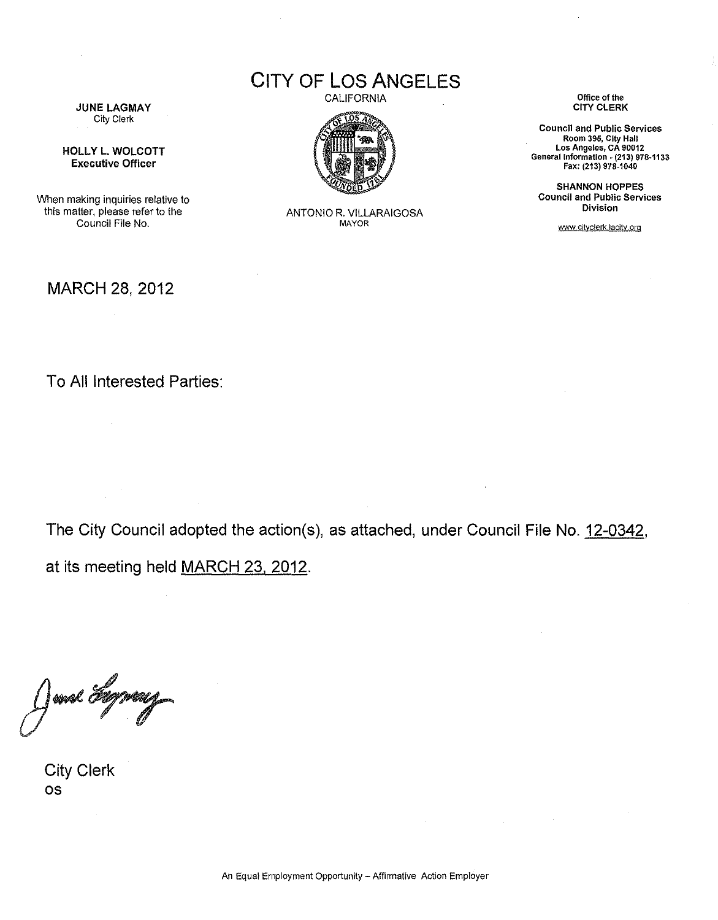# CITY OF LOS ANGELES

CALIFORNIA

ANTONIO R. VILLARAIGOSA
MAYOR

**JUNE LAGMAY**
City Clerk

**HOLLY L. WOLCOTT**
**Executive Officer**

When making inquiries relative to this matter, please refer to the Council File No.

**Office of the CITY CLERK**

**Council and Public Services**
**Room 395, City Hall**
**Los Angeles, CA 90012**
**General Information - (213) 978-1133**
**Fax: (213) 978-1040**

**SHANNON HOPPES**
**Council and Public Services Division**

www.cityclerk.lacity.org

MARCH 28, 2012

To All Interested Parties:

The City Council adopted the action(s), as attached, under Council File No. 12-0342, at its meeting held MARCH 23, 2012.

City Clerk
os

An Equal Employment Opportunity – Affirmative Action Employer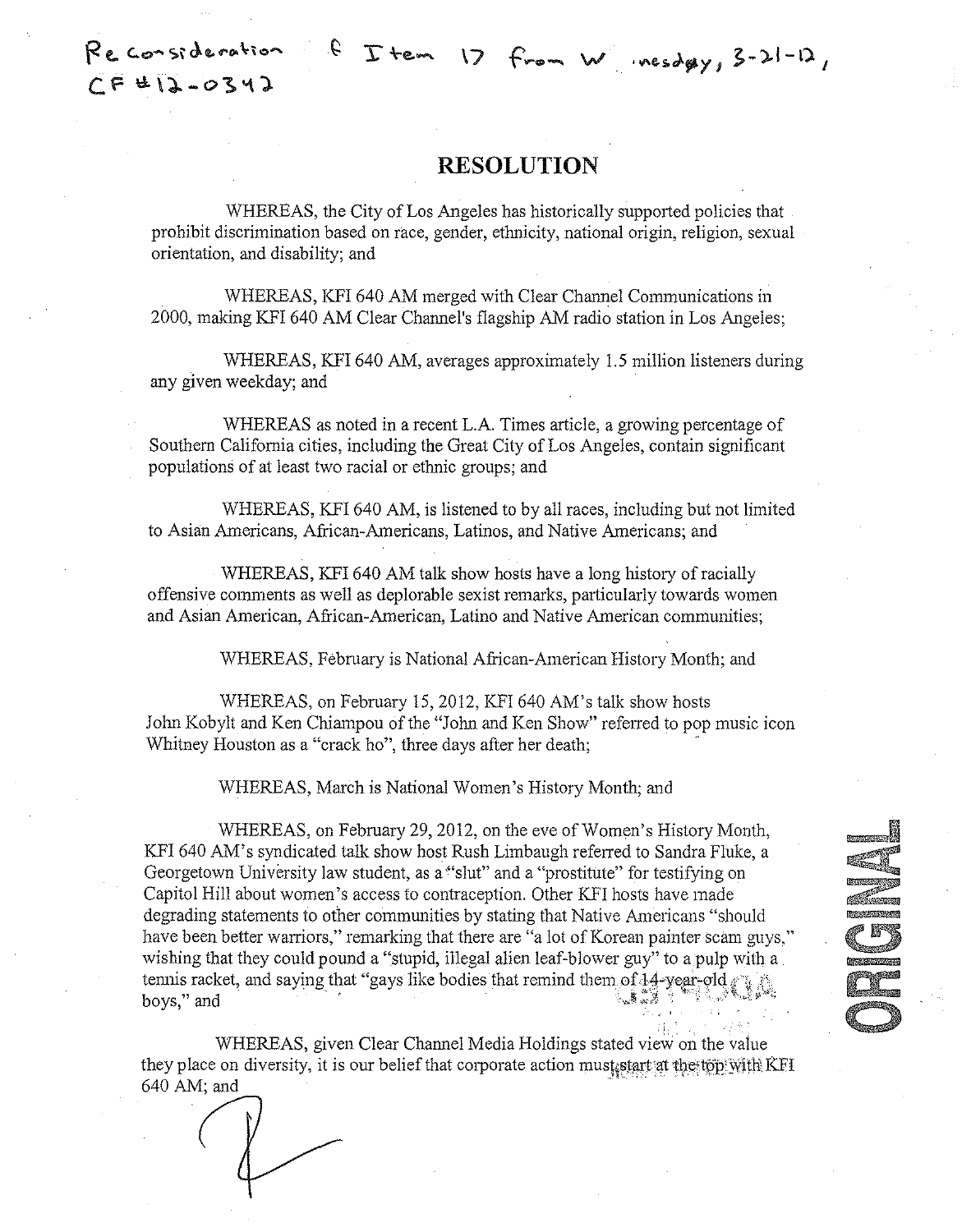Reconsideration of Item 17 from Wednesday, 3-21-12, CF #12-0342

# RESOLUTION

WHEREAS, the City of Los Angeles has historically supported policies that prohibit discrimination based on race, gender, ethnicity, national origin, religion, sexual orientation, and disability; and

WHEREAS, KFI 640 AM merged with Clear Channel Communications in 2000, making KFI 640 AM Clear Channel's flagship AM radio station in Los Angeles;

WHEREAS, KFI 640 AM, averages approximately 1.5 million listeners during any given weekday; and

WHEREAS as noted in a recent L.A. Times article, a growing percentage of Southern California cities, including the Great City of Los Angeles, contain significant populations of at least two racial or ethnic groups; and

WHEREAS, KFI 640 AM, is listened to by all races, including but not limited to Asian Americans, African-Americans, Latinos, and Native Americans; and

WHEREAS, KFI 640 AM talk show hosts have a long history of racially offensive comments as well as deplorable sexist remarks, particularly towards women and Asian American, African-American, Latino and Native American communities;

WHEREAS, February is National African-American History Month; and

WHEREAS, on February 15, 2012, KFI 640 AM's talk show hosts John Kobylt and Ken Chiampou of the "John and Ken Show" referred to pop music icon Whitney Houston as a "crack ho", three days after her death;

WHEREAS, March is National Women's History Month; and

WHEREAS, on February 29, 2012, on the eve of Women's History Month, KFI 640 AM's syndicated talk show host Rush Limbaugh referred to Sandra Fluke, a Georgetown University law student, as a "slut" and a "prostitute" for testifying on Capitol Hill about women's access to contraception. Other KFI hosts have made degrading statements to other communities by stating that Native Americans "should have been better warriors," remarking that there are "a lot of Korean painter scam guys," wishing that they could pound a "stupid, illegal alien leaf-blower guy" to a pulp with a tennis racket, and saying that "gays like bodies that remind them of 14-year-old boys," and

WHEREAS, given Clear Channel Media Holdings stated view on the value they place on diversity, it is our belief that corporate action must start at the top with KFI 640 AM; and

ORIGINAL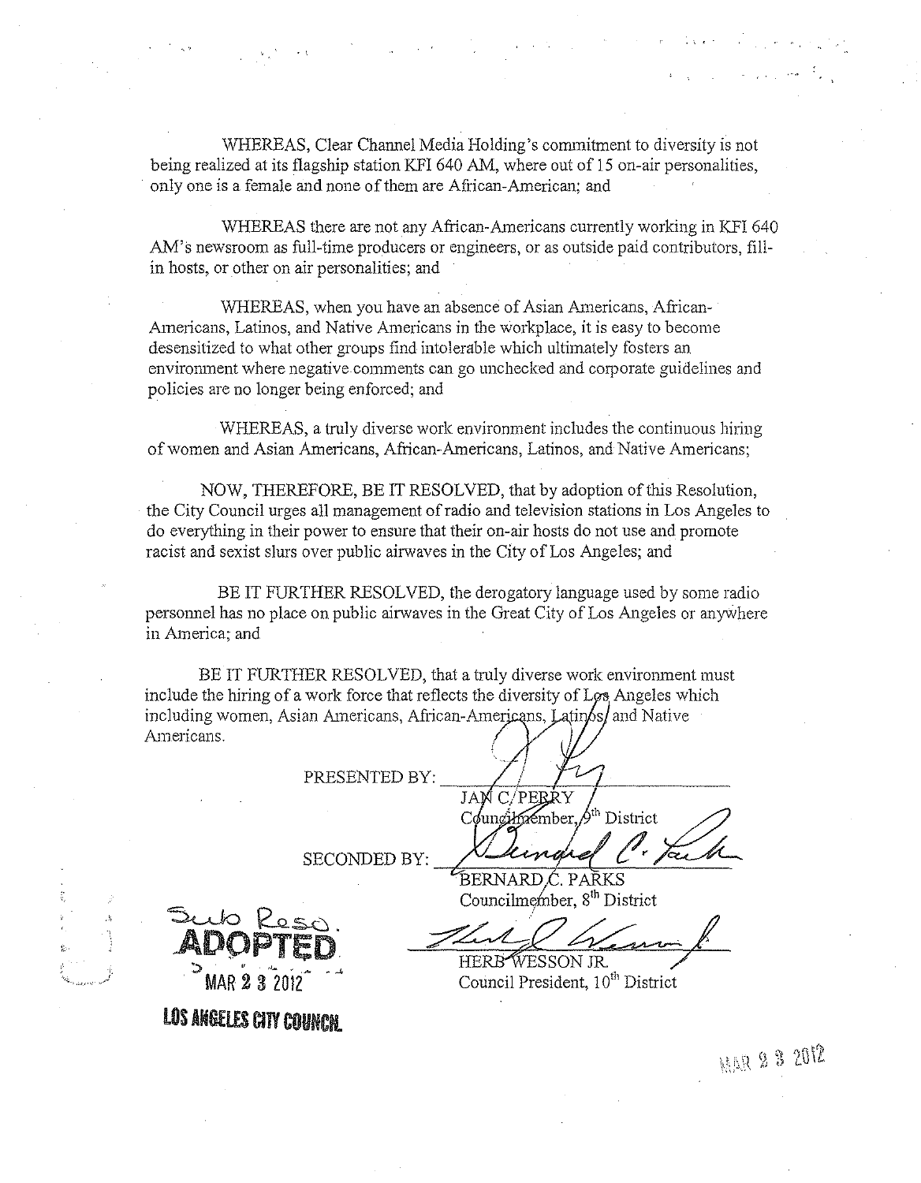WHEREAS, Clear Channel Media Holding's commitment to diversity is not being realized at its flagship station KFI 640 AM, where out of 15 on-air personalities, only one is a female and none of them are African-American; and

WHEREAS there are not any African-Americans currently working in KFI 640 AM's newsroom as full-time producers or engineers, or as outside paid contributors, fill-in hosts, or other on air personalities; and

WHEREAS, when you have an absence of Asian Americans, African-Americans, Latinos, and Native Americans in the workplace, it is easy to become desensitized to what other groups find intolerable which ultimately fosters an environment where negative comments can go unchecked and corporate guidelines and policies are no longer being enforced; and

WHEREAS, a truly diverse work environment includes the continuous hiring of women and Asian Americans, African-Americans, Latinos, and Native Americans;

NOW, THEREFORE, BE IT RESOLVED, that by adoption of this Resolution, the City Council urges all management of radio and television stations in Los Angeles to do everything in their power to ensure that their on-air hosts do not use and promote racist and sexist slurs over public airwaves in the City of Los Angeles; and

BE IT FURTHER RESOLVED, the derogatory language used by some radio personnel has no place on public airwaves in the Great City of Los Angeles or anywhere in America; and

BE IT FURTHER RESOLVED, that a truly diverse work environment must include the hiring of a work force that reflects the diversity of Los Angeles which including women, Asian Americans, African-Americans, Latinos, and Native Americans.

PRESENTED BY: ______________________
JAN C. PERRY
Councilmember, 9th District

SECONDED BY: ______________________
BERNARD C. PARKS
Councilmember, 8th District

______________________
HERB WESSON JR.
Council President, 10th District

Sub Reso.
ADOPTED
MAR 23 2012
LOS ANGELES CITY COUNCIL

MAR 23 2012